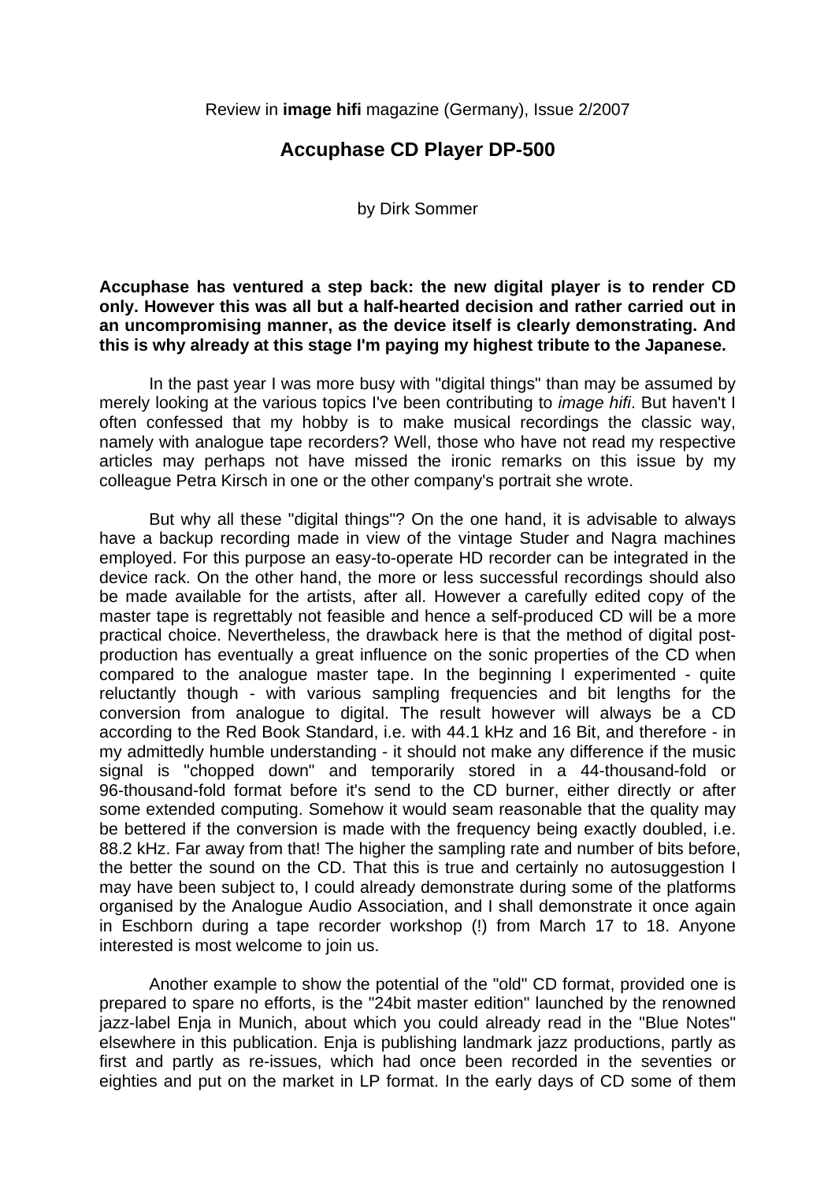Review in **image hifi** magazine (Germany), Issue 2/2007

# Accuphase CD Player DP-500

by Dirk Sommer

**Accuphase has ventured a step back: the new digital player is to render CD only. However this was all but a half-hearted decision and rather carried out in an uncompromising manner, as the device itself is clearly demonstrating. And this is why already at this stage I'm paying my highest tribute to the Japanese.**

In the past year I was more busy with "digital things" than may be assumed by merely looking at the various topics I've been contributing to *image hifi*. But haven't I often confessed that my hobby is to make musical recordings the classic way, namely with analogue tape recorders? Well, those who have not read my respective articles may perhaps not have missed the ironic remarks on this issue by my colleague Petra Kirsch in one or the other company's portrait she wrote.

But why all these "digital things"? On the one hand, it is advisable to always have a backup recording made in view of the vintage Studer and Nagra machines employed. For this purpose an easy-to-operate HD recorder can be integrated in the device rack. On the other hand, the more or less successful recordings should also be made available for the artists, after all. However a carefully edited copy of the master tape is regrettably not feasible and hence a self-produced CD will be a more practical choice. Nevertheless, the drawback here is that the method of digital post-production has eventually a great influence on the sonic properties of the CD when compared to the analogue master tape. In the beginning I experimented - quite reluctantly though - with various sampling frequencies and bit lengths for the conversion from analogue to digital. The result however will always be a CD according to the Red Book Standard, i.e. with 44.1 kHz and 16 Bit, and therefore - in my admittedly humble understanding - it should not make any difference if the music signal is "chopped down" and temporarily stored in a 44-thousand-fold or 96-thousand-fold format before it's send to the CD burner, either directly or after some extended computing. Somehow it would seam reasonable that the quality may be bettered if the conversion is made with the frequency being exactly doubled, i.e. 88.2 kHz. Far away from that! The higher the sampling rate and number of bits before, the better the sound on the CD. That this is true and certainly no autosuggestion I may have been subject to, I could already demonstrate during some of the platforms organised by the Analogue Audio Association, and I shall demonstrate it once again in Eschborn during a tape recorder workshop (!) from March 17 to 18. Anyone interested is most welcome to join us.

Another example to show the potential of the "old" CD format, provided one is prepared to spare no efforts, is the "24bit master edition" launched by the renowned jazz-label Enja in Munich, about which you could already read in the "Blue Notes" elsewhere in this publication. Enja is publishing landmark jazz productions, partly as first and partly as re-issues, which had once been recorded in the seventies or eighties and put on the market in LP format. In the early days of CD some of them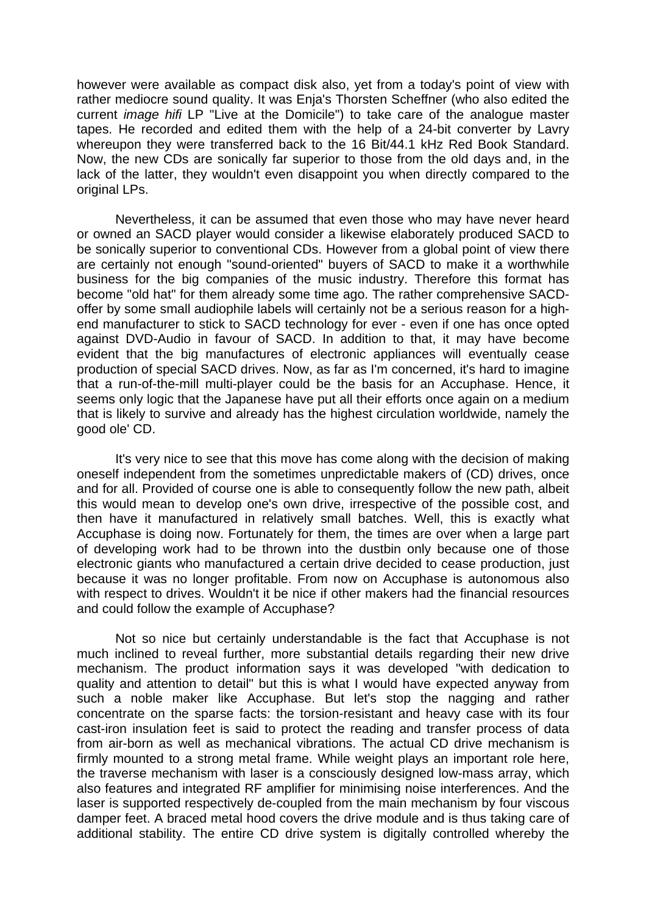however were available as compact disk also, yet from a today's point of view with rather mediocre sound quality. It was Enja's Thorsten Scheffner (who also edited the current *image hifi* LP "Live at the Domicile") to take care of the analogue master tapes. He recorded and edited them with the help of a 24-bit converter by Lavry whereupon they were transferred back to the 16 Bit/44.1 kHz Red Book Standard. Now, the new CDs are sonically far superior to those from the old days and, in the lack of the latter, they wouldn't even disappoint you when directly compared to the original LPs.

Nevertheless, it can be assumed that even those who may have never heard or owned an SACD player would consider a likewise elaborately produced SACD to be sonically superior to conventional CDs. However from a global point of view there are certainly not enough "sound-oriented" buyers of SACD to make it a worthwhile business for the big companies of the music industry. Therefore this format has become "old hat" for them already some time ago. The rather comprehensive SACD-offer by some small audiophile labels will certainly not be a serious reason for a high-end manufacturer to stick to SACD technology for ever - even if one has once opted against DVD-Audio in favour of SACD. In addition to that, it may have become evident that the big manufactures of electronic appliances will eventually cease production of special SACD drives. Now, as far as I'm concerned, it's hard to imagine that a run-of-the-mill multi-player could be the basis for an Accuphase. Hence, it seems only logic that the Japanese have put all their efforts once again on a medium that is likely to survive and already has the highest circulation worldwide, namely the good ole' CD.

It's very nice to see that this move has come along with the decision of making oneself independent from the sometimes unpredictable makers of (CD) drives, once and for all. Provided of course one is able to consequently follow the new path, albeit this would mean to develop one's own drive, irrespective of the possible cost, and then have it manufactured in relatively small batches. Well, this is exactly what Accuphase is doing now. Fortunately for them, the times are over when a large part of developing work had to be thrown into the dustbin only because one of those electronic giants who manufactured a certain drive decided to cease production, just because it was no longer profitable. From now on Accuphase is autonomous also with respect to drives. Wouldn't it be nice if other makers had the financial resources and could follow the example of Accuphase?

Not so nice but certainly understandable is the fact that Accuphase is not much inclined to reveal further, more substantial details regarding their new drive mechanism. The product information says it was developed "with dedication to quality and attention to detail" but this is what I would have expected anyway from such a noble maker like Accuphase. But let's stop the nagging and rather concentrate on the sparse facts: the torsion-resistant and heavy case with its four cast-iron insulation feet is said to protect the reading and transfer process of data from air-born as well as mechanical vibrations. The actual CD drive mechanism is firmly mounted to a strong metal frame. While weight plays an important role here, the traverse mechanism with laser is a consciously designed low-mass array, which also features and integrated RF amplifier for minimising noise interferences. And the laser is supported respectively de-coupled from the main mechanism by four viscous damper feet. A braced metal hood covers the drive module and is thus taking care of additional stability. The entire CD drive system is digitally controlled whereby the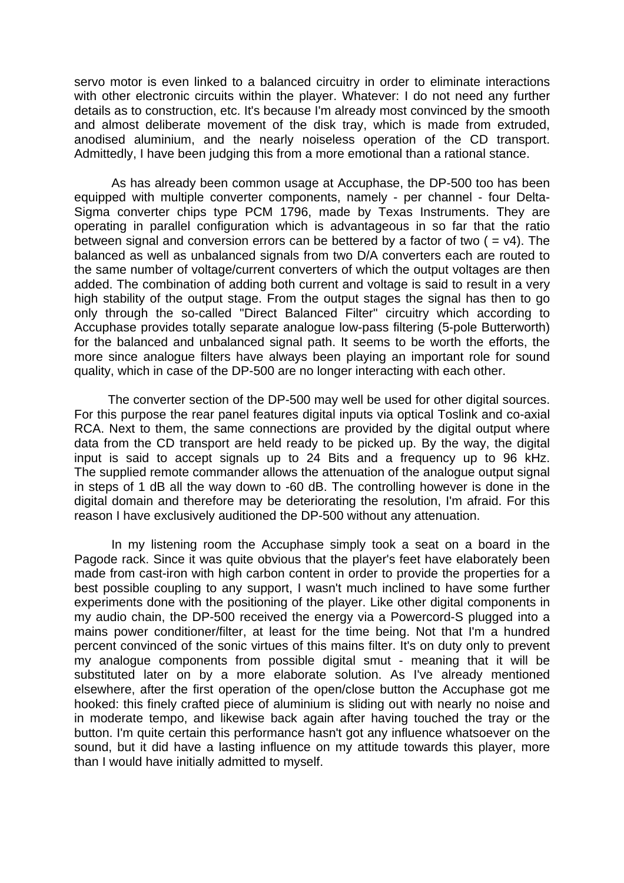servo motor is even linked to a balanced circuitry in order to eliminate interactions with other electronic circuits within the player. Whatever: I do not need any further details as to construction, etc. It's because I'm already most convinced by the smooth and almost deliberate movement of the disk tray, which is made from extruded, anodised aluminium, and the nearly noiseless operation of the CD transport. Admittedly, I have been judging this from a more emotional than a rational stance.

As has already been common usage at Accuphase, the DP-500 too has been equipped with multiple converter components, namely - per channel - four Delta-Sigma converter chips type PCM 1796, made by Texas Instruments. They are operating in parallel configuration which is advantageous in so far that the ratio between signal and conversion errors can be bettered by a factor of two ( = v4). The balanced as well as unbalanced signals from two D/A converters each are routed to the same number of voltage/current converters of which the output voltages are then added. The combination of adding both current and voltage is said to result in a very high stability of the output stage. From the output stages the signal has then to go only through the so-called "Direct Balanced Filter" circuitry which according to Accuphase provides totally separate analogue low-pass filtering (5-pole Butterworth) for the balanced and unbalanced signal path. It seems to be worth the efforts, the more since analogue filters have always been playing an important role for sound quality, which in case of the DP-500 are no longer interacting with each other.

The converter section of the DP-500 may well be used for other digital sources. For this purpose the rear panel features digital inputs via optical Toslink and co-axial RCA. Next to them, the same connections are provided by the digital output where data from the CD transport are held ready to be picked up. By the way, the digital input is said to accept signals up to 24 Bits and a frequency up to 96 kHz. The supplied remote commander allows the attenuation of the analogue output signal in steps of 1 dB all the way down to -60 dB. The controlling however is done in the digital domain and therefore may be deteriorating the resolution, I'm afraid. For this reason I have exclusively auditioned the DP-500 without any attenuation.

In my listening room the Accuphase simply took a seat on a board in the Pagode rack. Since it was quite obvious that the player's feet have elaborately been made from cast-iron with high carbon content in order to provide the properties for a best possible coupling to any support, I wasn't much inclined to have some further experiments done with the positioning of the player. Like other digital components in my audio chain, the DP-500 received the energy via a Powercord-S plugged into a mains power conditioner/filter, at least for the time being. Not that I'm a hundred percent convinced of the sonic virtues of this mains filter. It's on duty only to prevent my analogue components from possible digital smut - meaning that it will be substituted later on by a more elaborate solution. As I've already mentioned elsewhere, after the first operation of the open/close button the Accuphase got me hooked: this finely crafted piece of aluminium is sliding out with nearly no noise and in moderate tempo, and likewise back again after having touched the tray or the button. I'm quite certain this performance hasn't got any influence whatsoever on the sound, but it did have a lasting influence on my attitude towards this player, more than I would have initially admitted to myself.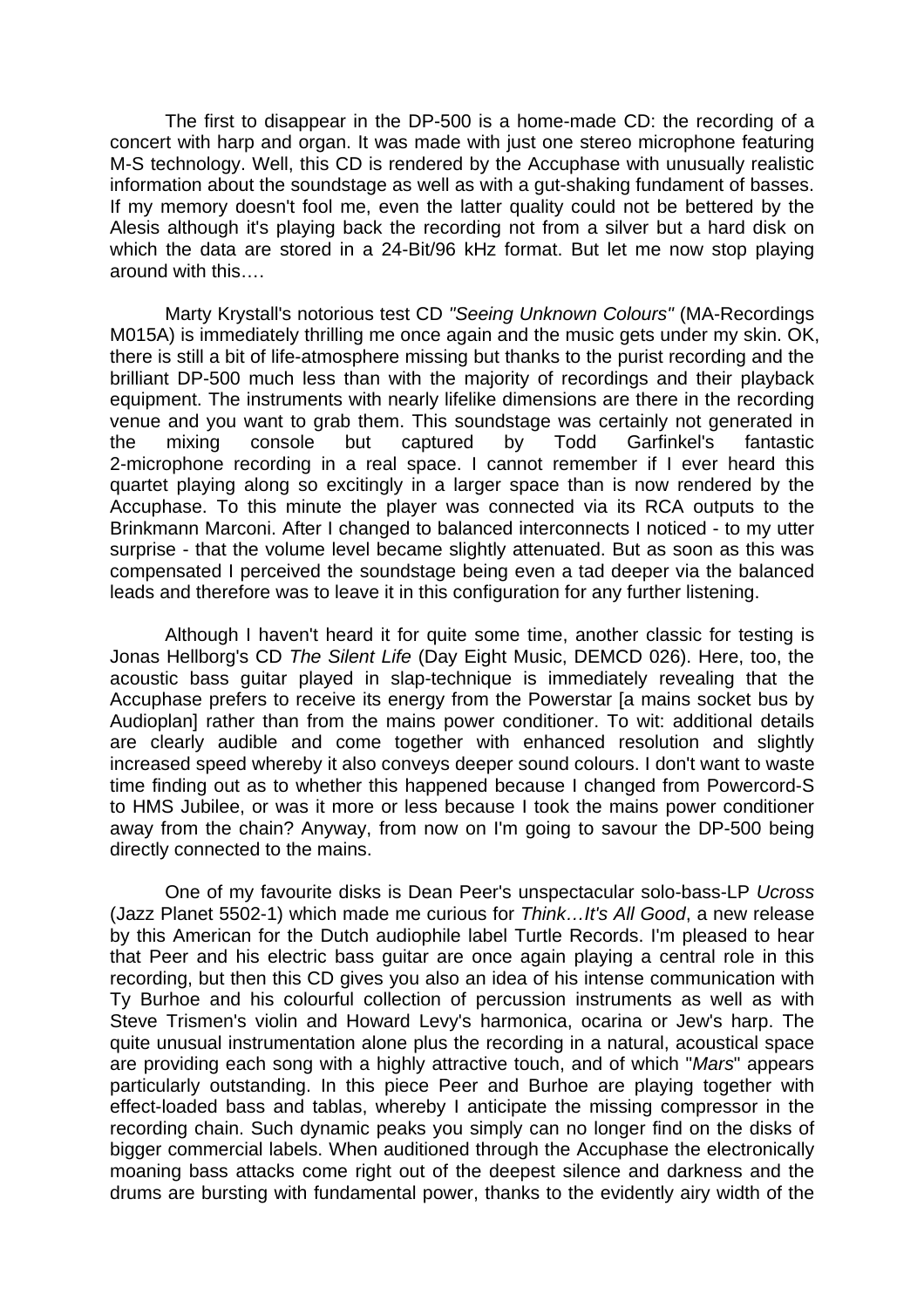The first to disappear in the DP-500 is a home-made CD: the recording of a concert with harp and organ. It was made with just one stereo microphone featuring M-S technology. Well, this CD is rendered by the Accuphase with unusually realistic information about the soundstage as well as with a gut-shaking fundament of basses. If my memory doesn't fool me, even the latter quality could not be bettered by the Alesis although it's playing back the recording not from a silver but a hard disk on which the data are stored in a 24-Bit/96 kHz format. But let me now stop playing around with this….

Marty Krystall's notorious test CD *"Seeing Unknown Colours"* (MA-Recordings M015A) is immediately thrilling me once again and the music gets under my skin. OK, there is still a bit of life-atmosphere missing but thanks to the purist recording and the brilliant DP-500 much less than with the majority of recordings and their playback equipment. The instruments with nearly lifelike dimensions are there in the recording venue and you want to grab them. This soundstage was certainly not generated in the mixing console but captured by Todd Garfinkel's fantastic 2-microphone recording in a real space. I cannot remember if I ever heard this quartet playing along so excitingly in a larger space than is now rendered by the Accuphase. To this minute the player was connected via its RCA outputs to the Brinkmann Marconi. After I changed to balanced interconnects I noticed - to my utter surprise - that the volume level became slightly attenuated. But as soon as this was compensated I perceived the soundstage being even a tad deeper via the balanced leads and therefore was to leave it in this configuration for any further listening.

Although I haven't heard it for quite some time, another classic for testing is Jonas Hellborg's CD *The Silent Life* (Day Eight Music, DEMCD 026). Here, too, the acoustic bass guitar played in slap-technique is immediately revealing that the Accuphase prefers to receive its energy from the Powerstar [a mains socket bus by Audioplan] rather than from the mains power conditioner. To wit: additional details are clearly audible and come together with enhanced resolution and slightly increased speed whereby it also conveys deeper sound colours. I don't want to waste time finding out as to whether this happened because I changed from Powercord-S to HMS Jubilee, or was it more or less because I took the mains power conditioner away from the chain? Anyway, from now on I'm going to savour the DP-500 being directly connected to the mains.

One of my favourite disks is Dean Peer's unspectacular solo-bass-LP *Ucross* (Jazz Planet 5502-1) which made me curious for *Think…It's All Good*, a new release by this American for the Dutch audiophile label Turtle Records. I'm pleased to hear that Peer and his electric bass guitar are once again playing a central role in this recording, but then this CD gives you also an idea of his intense communication with Ty Burhoe and his colourful collection of percussion instruments as well as with Steve Trismen's violin and Howard Levy's harmonica, ocarina or Jew's harp. The quite unusual instrumentation alone plus the recording in a natural, acoustical space are providing each song with a highly attractive touch, and of which "*Mars*" appears particularly outstanding. In this piece Peer and Burhoe are playing together with effect-loaded bass and tablas, whereby I anticipate the missing compressor in the recording chain. Such dynamic peaks you simply can no longer find on the disks of bigger commercial labels. When auditioned through the Accuphase the electronically moaning bass attacks come right out of the deepest silence and darkness and the drums are bursting with fundamental power, thanks to the evidently airy width of the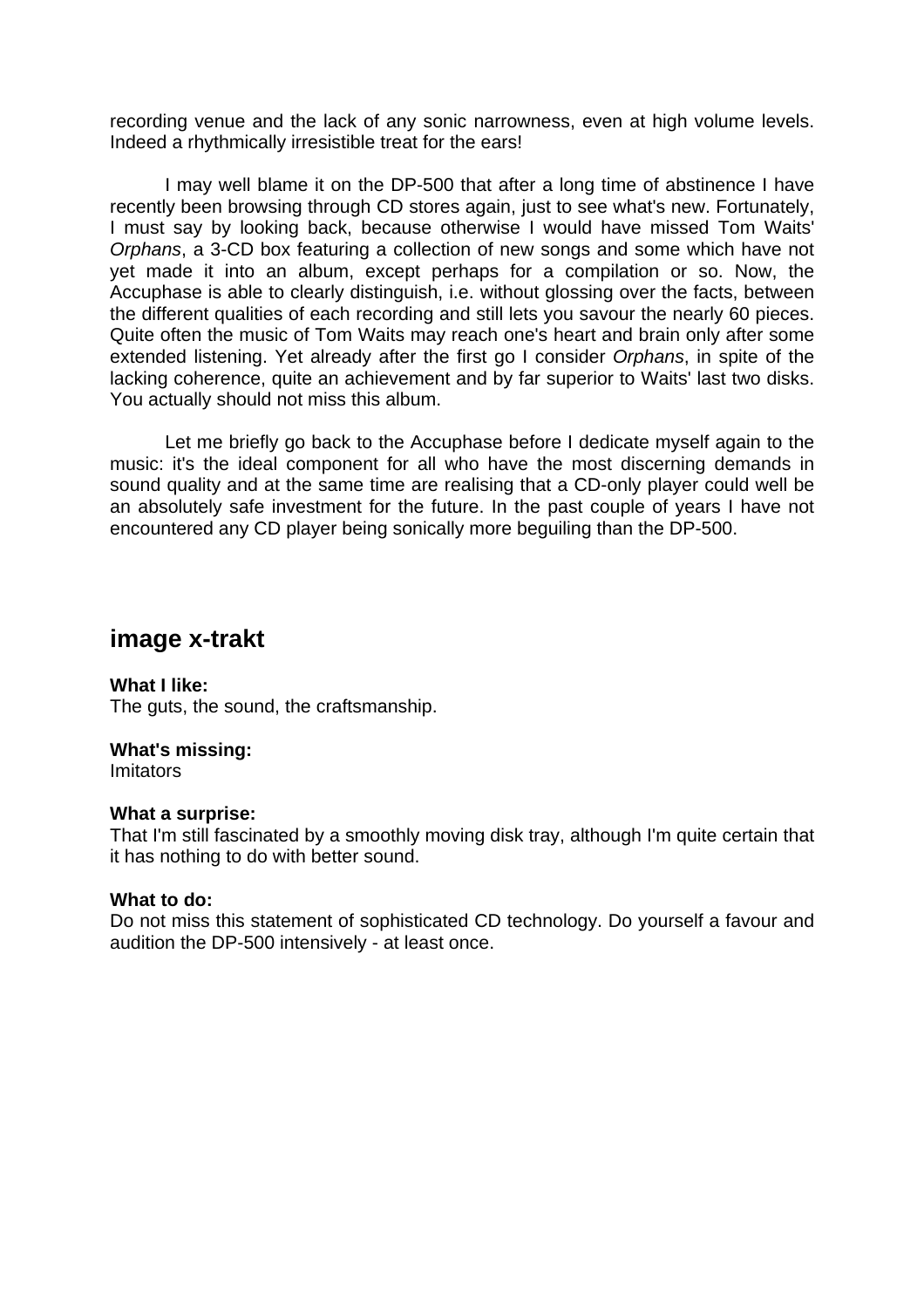recording venue and the lack of any sonic narrowness, even at high volume levels. Indeed a rhythmically irresistible treat for the ears!

I may well blame it on the DP-500 that after a long time of abstinence I have recently been browsing through CD stores again, just to see what's new. Fortunately, I must say by looking back, because otherwise I would have missed Tom Waits' *Orphans*, a 3-CD box featuring a collection of new songs and some which have not yet made it into an album, except perhaps for a compilation or so. Now, the Accuphase is able to clearly distinguish, i.e. without glossing over the facts, between the different qualities of each recording and still lets you savour the nearly 60 pieces. Quite often the music of Tom Waits may reach one's heart and brain only after some extended listening. Yet already after the first go I consider *Orphans*, in spite of the lacking coherence, quite an achievement and by far superior to Waits' last two disks. You actually should not miss this album.

Let me briefly go back to the Accuphase before I dedicate myself again to the music: it's the ideal component for all who have the most discerning demands in sound quality and at the same time are realising that a CD-only player could well be an absolutely safe investment for the future. In the past couple of years I have not encountered any CD player being sonically more beguiling than the DP-500.

## image x-trakt

**What I like:**
The guts, the sound, the craftsmanship.

**What's missing:**
Imitators

**What a surprise:**
That I'm still fascinated by a smoothly moving disk tray, although I'm quite certain that it has nothing to do with better sound.

**What to do:**
Do not miss this statement of sophisticated CD technology. Do yourself a favour and audition the DP-500 intensively - at least once.